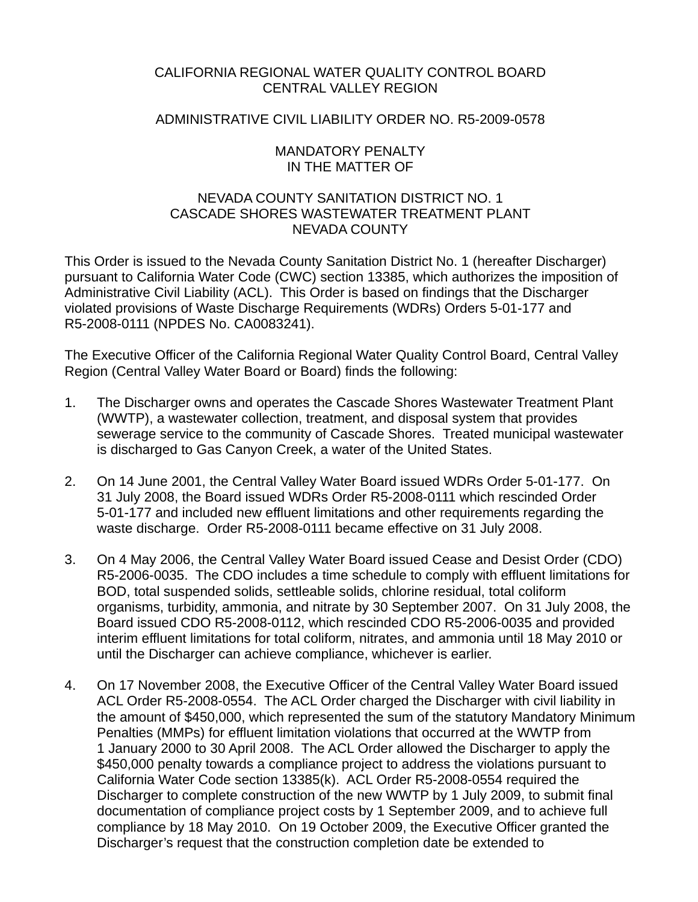CALIFORNIA REGIONAL WATER QUALITY CONTROL BOARD
CENTRAL VALLEY REGION

ADMINISTRATIVE CIVIL LIABILITY ORDER NO. R5-2009-0578

MANDATORY PENALTY
IN THE MATTER OF

NEVADA COUNTY SANITATION DISTRICT NO. 1
CASCADE SHORES WASTEWATER TREATMENT PLANT
NEVADA COUNTY

This Order is issued to the Nevada County Sanitation District No. 1 (hereafter Discharger) pursuant to California Water Code (CWC) section 13385, which authorizes the imposition of Administrative Civil Liability (ACL). This Order is based on findings that the Discharger violated provisions of Waste Discharge Requirements (WDRs) Orders 5-01-177 and R5-2008-0111 (NPDES No. CA0083241).

The Executive Officer of the California Regional Water Quality Control Board, Central Valley Region (Central Valley Water Board or Board) finds the following:

1. The Discharger owns and operates the Cascade Shores Wastewater Treatment Plant (WWTP), a wastewater collection, treatment, and disposal system that provides sewerage service to the community of Cascade Shores. Treated municipal wastewater is discharged to Gas Canyon Creek, a water of the United States.

2. On 14 June 2001, the Central Valley Water Board issued WDRs Order 5-01-177. On 31 July 2008, the Board issued WDRs Order R5-2008-0111 which rescinded Order 5-01-177 and included new effluent limitations and other requirements regarding the waste discharge. Order R5-2008-0111 became effective on 31 July 2008.

3. On 4 May 2006, the Central Valley Water Board issued Cease and Desist Order (CDO) R5-2006-0035. The CDO includes a time schedule to comply with effluent limitations for BOD, total suspended solids, settleable solids, chlorine residual, total coliform organisms, turbidity, ammonia, and nitrate by 30 September 2007. On 31 July 2008, the Board issued CDO R5-2008-0112, which rescinded CDO R5-2006-0035 and provided interim effluent limitations for total coliform, nitrates, and ammonia until 18 May 2010 or until the Discharger can achieve compliance, whichever is earlier.

4. On 17 November 2008, the Executive Officer of the Central Valley Water Board issued ACL Order R5-2008-0554. The ACL Order charged the Discharger with civil liability in the amount of $450,000, which represented the sum of the statutory Mandatory Minimum Penalties (MMPs) for effluent limitation violations that occurred at the WWTP from 1 January 2000 to 30 April 2008. The ACL Order allowed the Discharger to apply the $450,000 penalty towards a compliance project to address the violations pursuant to California Water Code section 13385(k). ACL Order R5-2008-0554 required the Discharger to complete construction of the new WWTP by 1 July 2009, to submit final documentation of compliance project costs by 1 September 2009, and to achieve full compliance by 18 May 2010. On 19 October 2009, the Executive Officer granted the Discharger's request that the construction completion date be extended to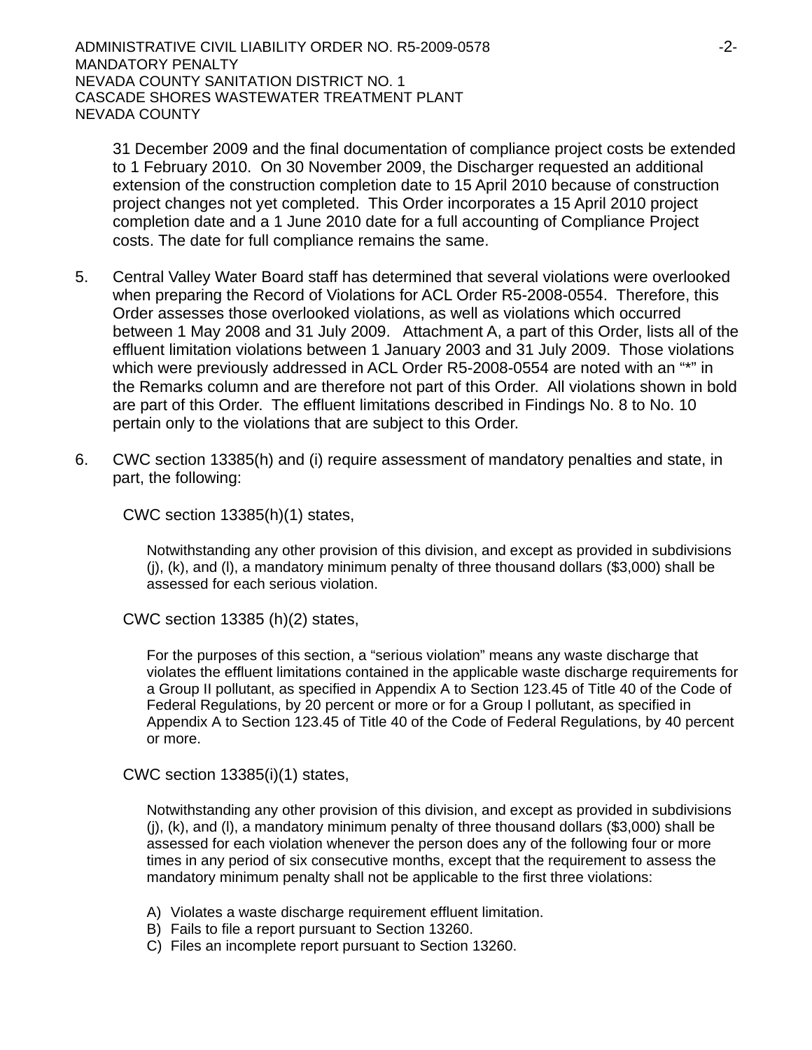31 December 2009 and the final documentation of compliance project costs be extended to 1 February 2010. On 30 November 2009, the Discharger requested an additional extension of the construction completion date to 15 April 2010 because of construction project changes not yet completed. This Order incorporates a 15 April 2010 project completion date and a 1 June 2010 date for a full accounting of Compliance Project costs. The date for full compliance remains the same.

5. Central Valley Water Board staff has determined that several violations were overlooked when preparing the Record of Violations for ACL Order R5-2008-0554. Therefore, this Order assesses those overlooked violations, as well as violations which occurred between 1 May 2008 and 31 July 2009. Attachment A, a part of this Order, lists all of the effluent limitation violations between 1 January 2003 and 31 July 2009. Those violations which were previously addressed in ACL Order R5-2008-0554 are noted with an "*" in the Remarks column and are therefore not part of this Order. All violations shown in bold are part of this Order. The effluent limitations described in Findings No. 8 to No. 10 pertain only to the violations that are subject to this Order.

6. CWC section 13385(h) and (i) require assessment of mandatory penalties and state, in part, the following:

   CWC section 13385(h)(1) states,

   > Notwithstanding any other provision of this division, and except as provided in subdivisions (j), (k), and (l), a mandatory minimum penalty of three thousand dollars ($3,000) shall be assessed for each serious violation.

   CWC section 13385 (h)(2) states,

   > For the purposes of this section, a "serious violation" means any waste discharge that violates the effluent limitations contained in the applicable waste discharge requirements for a Group II pollutant, as specified in Appendix A to Section 123.45 of Title 40 of the Code of Federal Regulations, by 20 percent or more or for a Group I pollutant, as specified in Appendix A to Section 123.45 of Title 40 of the Code of Federal Regulations, by 40 percent or more.

   CWC section 13385(i)(1) states,

   > Notwithstanding any other provision of this division, and except as provided in subdivisions (j), (k), and (l), a mandatory minimum penalty of three thousand dollars ($3,000) shall be assessed for each violation whenever the person does any of the following four or more times in any period of six consecutive months, except that the requirement to assess the mandatory minimum penalty shall not be applicable to the first three violations:
   >
   > A) Violates a waste discharge requirement effluent limitation.
   > B) Fails to file a report pursuant to Section 13260.
   > C) Files an incomplete report pursuant to Section 13260.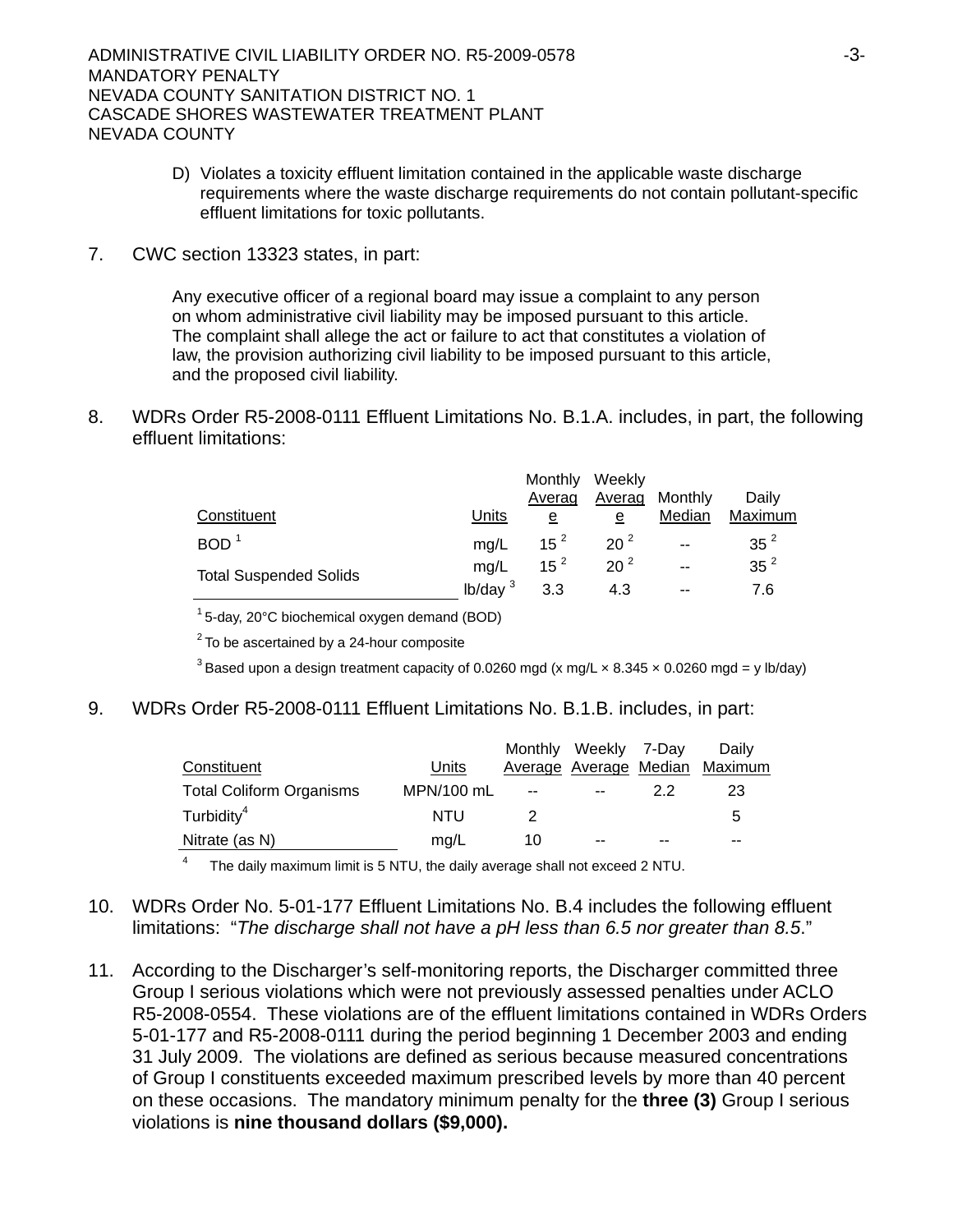D) Violates a toxicity effluent limitation contained in the applicable waste discharge requirements where the waste discharge requirements do not contain pollutant-specific effluent limitations for toxic pollutants.

7. CWC section 13323 states, in part:

   Any executive officer of a regional board may issue a complaint to any person on whom administrative civil liability may be imposed pursuant to this article. The complaint shall allege the act or failure to act that constitutes a violation of law, the provision authorizing civil liability to be imposed pursuant to this article, and the proposed civil liability.

8. WDRs Order R5-2008-0111 Effluent Limitations No. B.1.A. includes, in part, the following effluent limitations:

| Constituent | Units | Monthly Average | Weekly Average | Monthly Median | Daily Maximum |
|---|---|---|---|---|---|
| BOD [1] | mg/L | 15 [2] | 20 [2] | -- | 35 [2] |
| Total Suspended Solids | mg/L | 15 [2] | 20 [2] | -- | 35 [2] |
| | lb/day [3] | 3.3 | 4.3 | -- | 7.6 |

[1] 5-day, 20°C biochemical oxygen demand (BOD)

[2] To be ascertained by a 24-hour composite

[3] Based upon a design treatment capacity of 0.0260 mgd (x mg/L × 8.345 × 0.0260 mgd = y lb/day)

9. WDRs Order R5-2008-0111 Effluent Limitations No. B.1.B. includes, in part:

| Constituent | Units | Monthly Average | Weekly Average | 7-Day Median | Daily Maximum |
|---|---|---|---|---|---|
| Total Coliform Organisms | MPN/100 mL | -- | -- | 2.2 | 23 |
| Turbidity[4] | NTU | 2 | | | 5 |
| Nitrate (as N) | mg/L | 10 | -- | -- | -- |

[4] The daily maximum limit is 5 NTU, the daily average shall not exceed 2 NTU.

10. WDRs Order No. 5-01-177 Effluent Limitations No. B.4 includes the following effluent limitations: "*The discharge shall not have a pH less than 6.5 nor greater than 8.5*."

11. According to the Discharger's self-monitoring reports, the Discharger committed three Group I serious violations which were not previously assessed penalties under ACLO R5-2008-0554. These violations are of the effluent limitations contained in WDRs Orders 5-01-177 and R5-2008-0111 during the period beginning 1 December 2003 and ending 31 July 2009. The violations are defined as serious because measured concentrations of Group I constituents exceeded maximum prescribed levels by more than 40 percent on these occasions. The mandatory minimum penalty for the **three (3)** Group I serious violations is **nine thousand dollars ($9,000).**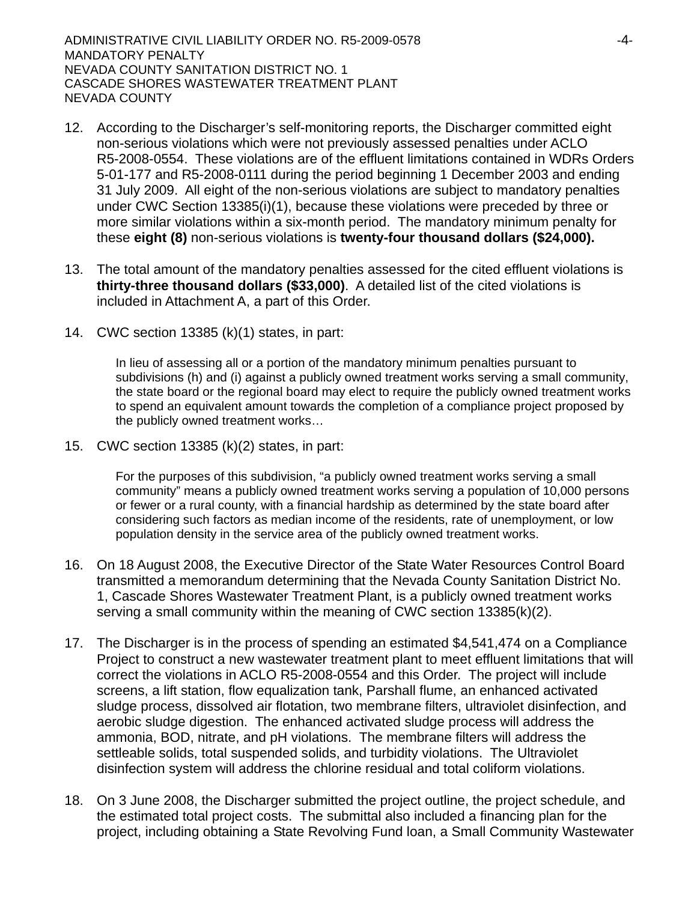12. According to the Discharger's self-monitoring reports, the Discharger committed eight non-serious violations which were not previously assessed penalties under ACLO R5-2008-0554. These violations are of the effluent limitations contained in WDRs Orders 5-01-177 and R5-2008-0111 during the period beginning 1 December 2003 and ending 31 July 2009. All eight of the non-serious violations are subject to mandatory penalties under CWC Section 13385(i)(1), because these violations were preceded by three or more similar violations within a six-month period. The mandatory minimum penalty for these **eight (8)** non-serious violations is **twenty-four thousand dollars ($24,000).**

13. The total amount of the mandatory penalties assessed for the cited effluent violations is **thirty-three thousand dollars ($33,000)**. A detailed list of the cited violations is included in Attachment A, a part of this Order.

14. CWC section 13385 (k)(1) states, in part:

    > In lieu of assessing all or a portion of the mandatory minimum penalties pursuant to subdivisions (h) and (i) against a publicly owned treatment works serving a small community, the state board or the regional board may elect to require the publicly owned treatment works to spend an equivalent amount towards the completion of a compliance project proposed by the publicly owned treatment works…

15. CWC section 13385 (k)(2) states, in part:

    > For the purposes of this subdivision, "a publicly owned treatment works serving a small community" means a publicly owned treatment works serving a population of 10,000 persons or fewer or a rural county, with a financial hardship as determined by the state board after considering such factors as median income of the residents, rate of unemployment, or low population density in the service area of the publicly owned treatment works.

16. On 18 August 2008, the Executive Director of the State Water Resources Control Board transmitted a memorandum determining that the Nevada County Sanitation District No. 1, Cascade Shores Wastewater Treatment Plant, is a publicly owned treatment works serving a small community within the meaning of CWC section 13385(k)(2).

17. The Discharger is in the process of spending an estimated $4,541,474 on a Compliance Project to construct a new wastewater treatment plant to meet effluent limitations that will correct the violations in ACLO R5-2008-0554 and this Order. The project will include screens, a lift station, flow equalization tank, Parshall flume, an enhanced activated sludge process, dissolved air flotation, two membrane filters, ultraviolet disinfection, and aerobic sludge digestion. The enhanced activated sludge process will address the ammonia, BOD, nitrate, and pH violations. The membrane filters will address the settleable solids, total suspended solids, and turbidity violations. The Ultraviolet disinfection system will address the chlorine residual and total coliform violations.

18. On 3 June 2008, the Discharger submitted the project outline, the project schedule, and the estimated total project costs. The submittal also included a financing plan for the project, including obtaining a State Revolving Fund loan, a Small Community Wastewater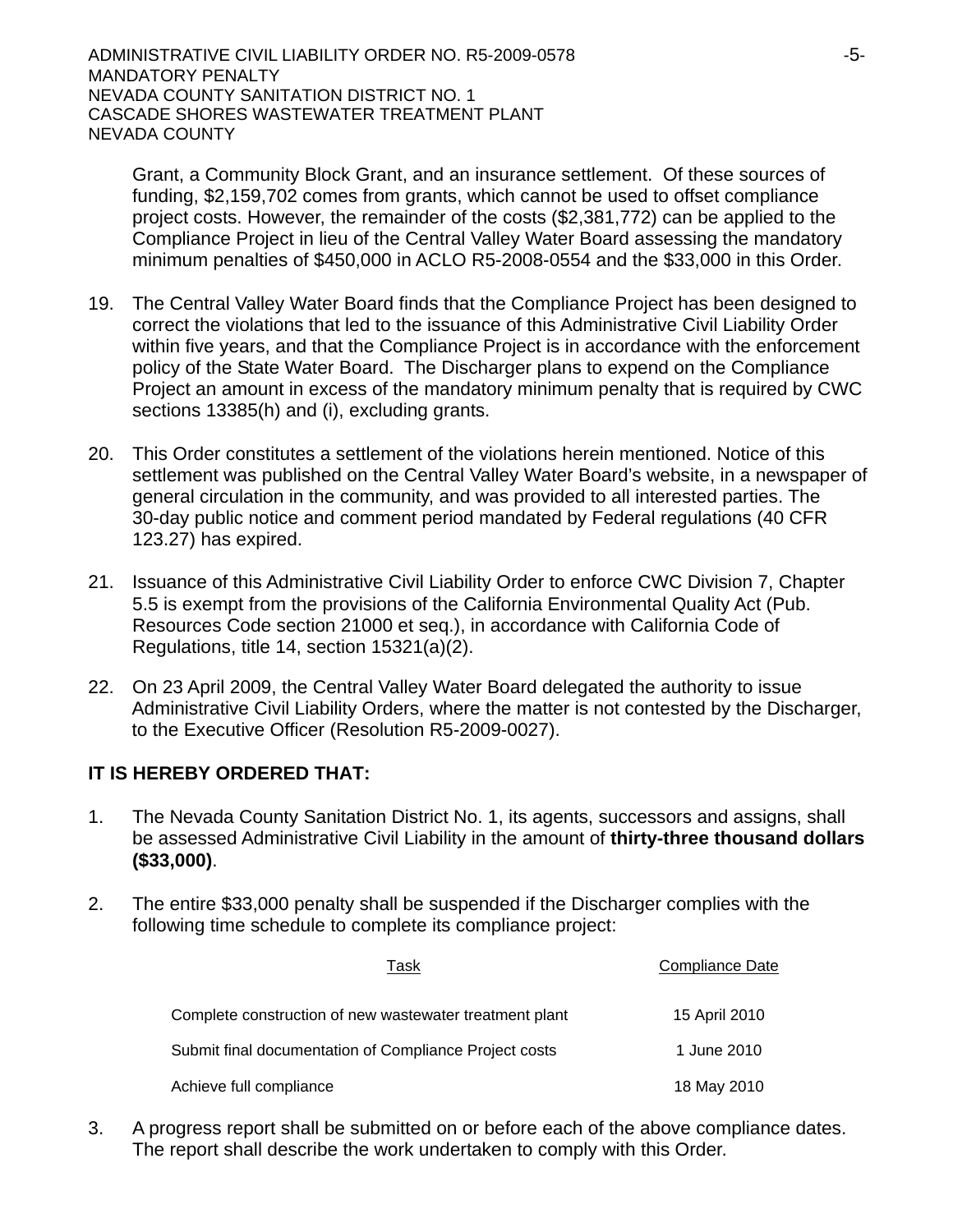Grant, a Community Block Grant, and an insurance settlement. Of these sources of funding, $2,159,702 comes from grants, which cannot be used to offset compliance project costs. However, the remainder of the costs ($2,381,772) can be applied to the Compliance Project in lieu of the Central Valley Water Board assessing the mandatory minimum penalties of $450,000 in ACLO R5-2008-0554 and the $33,000 in this Order.

19. The Central Valley Water Board finds that the Compliance Project has been designed to correct the violations that led to the issuance of this Administrative Civil Liability Order within five years, and that the Compliance Project is in accordance with the enforcement policy of the State Water Board. The Discharger plans to expend on the Compliance Project an amount in excess of the mandatory minimum penalty that is required by CWC sections 13385(h) and (i), excluding grants.

20. This Order constitutes a settlement of the violations herein mentioned. Notice of this settlement was published on the Central Valley Water Board's website, in a newspaper of general circulation in the community, and was provided to all interested parties. The 30-day public notice and comment period mandated by Federal regulations (40 CFR 123.27) has expired.

21. Issuance of this Administrative Civil Liability Order to enforce CWC Division 7, Chapter 5.5 is exempt from the provisions of the California Environmental Quality Act (Pub. Resources Code section 21000 et seq.), in accordance with California Code of Regulations, title 14, section 15321(a)(2).

22. On 23 April 2009, the Central Valley Water Board delegated the authority to issue Administrative Civil Liability Orders, where the matter is not contested by the Discharger, to the Executive Officer (Resolution R5-2009-0027).

**IT IS HEREBY ORDERED THAT:**

1. The Nevada County Sanitation District No. 1, its agents, successors and assigns, shall be assessed Administrative Civil Liability in the amount of **thirty-three thousand dollars ($33,000)**.

2. The entire $33,000 penalty shall be suspended if the Discharger complies with the following time schedule to complete its compliance project:

| Task | Compliance Date |
|---|---|
| Complete construction of new wastewater treatment plant | 15 April 2010 |
| Submit final documentation of Compliance Project costs | 1 June 2010 |
| Achieve full compliance | 18 May 2010 |

3. A progress report shall be submitted on or before each of the above compliance dates. The report shall describe the work undertaken to comply with this Order.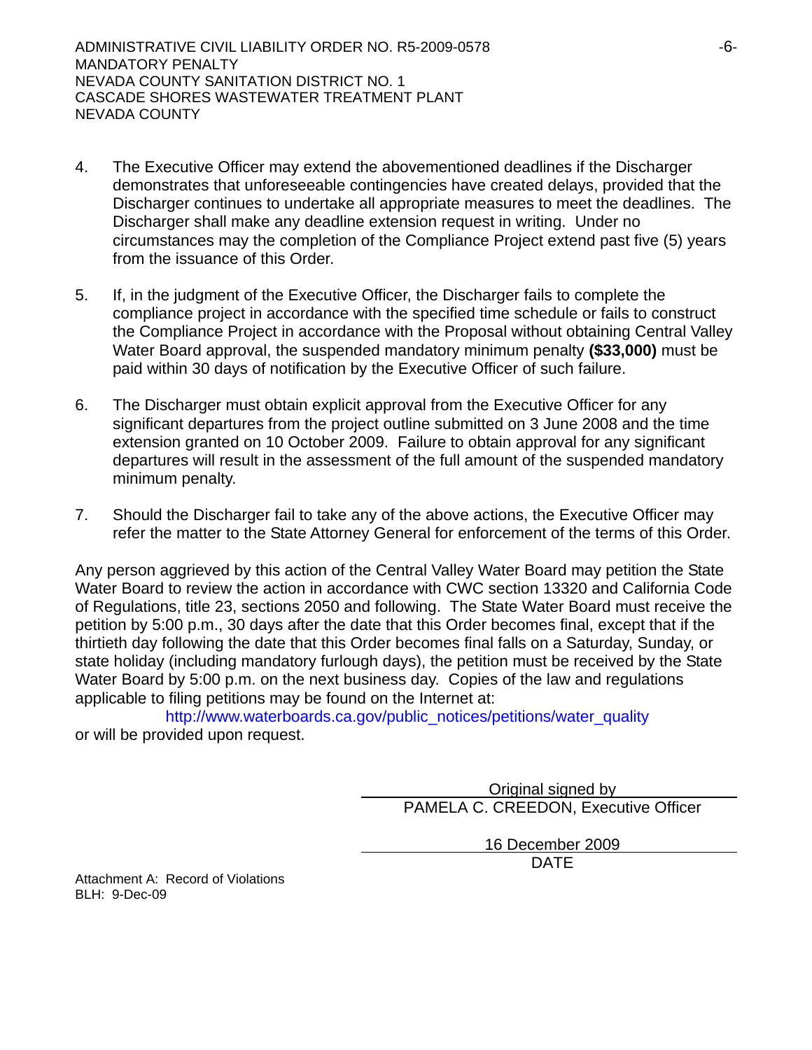4. The Executive Officer may extend the abovementioned deadlines if the Discharger demonstrates that unforeseeable contingencies have created delays, provided that the Discharger continues to undertake all appropriate measures to meet the deadlines. The Discharger shall make any deadline extension request in writing. Under no circumstances may the completion of the Compliance Project extend past five (5) years from the issuance of this Order.

5. If, in the judgment of the Executive Officer, the Discharger fails to complete the compliance project in accordance with the specified time schedule or fails to construct the Compliance Project in accordance with the Proposal without obtaining Central Valley Water Board approval, the suspended mandatory minimum penalty **($33,000)** must be paid within 30 days of notification by the Executive Officer of such failure.

6. The Discharger must obtain explicit approval from the Executive Officer for any significant departures from the project outline submitted on 3 June 2008 and the time extension granted on 10 October 2009. Failure to obtain approval for any significant departures will result in the assessment of the full amount of the suspended mandatory minimum penalty.

7. Should the Discharger fail to take any of the above actions, the Executive Officer may refer the matter to the State Attorney General for enforcement of the terms of this Order.

Any person aggrieved by this action of the Central Valley Water Board may petition the State Water Board to review the action in accordance with CWC section 13320 and California Code of Regulations, title 23, sections 2050 and following. The State Water Board must receive the petition by 5:00 p.m., 30 days after the date that this Order becomes final, except that if the thirtieth day following the date that this Order becomes final falls on a Saturday, Sunday, or state holiday (including mandatory furlough days), the petition must be received by the State Water Board by 5:00 p.m. on the next business day. Copies of the law and regulations applicable to filing petitions may be found on the Internet at:

http://www.waterboards.ca.gov/public_notices/petitions/water_quality

or will be provided upon request.

Original signed by

PAMELA C. CREEDON, Executive Officer

16 December 2009

DATE

Attachment A: Record of Violations

BLH: 9-Dec-09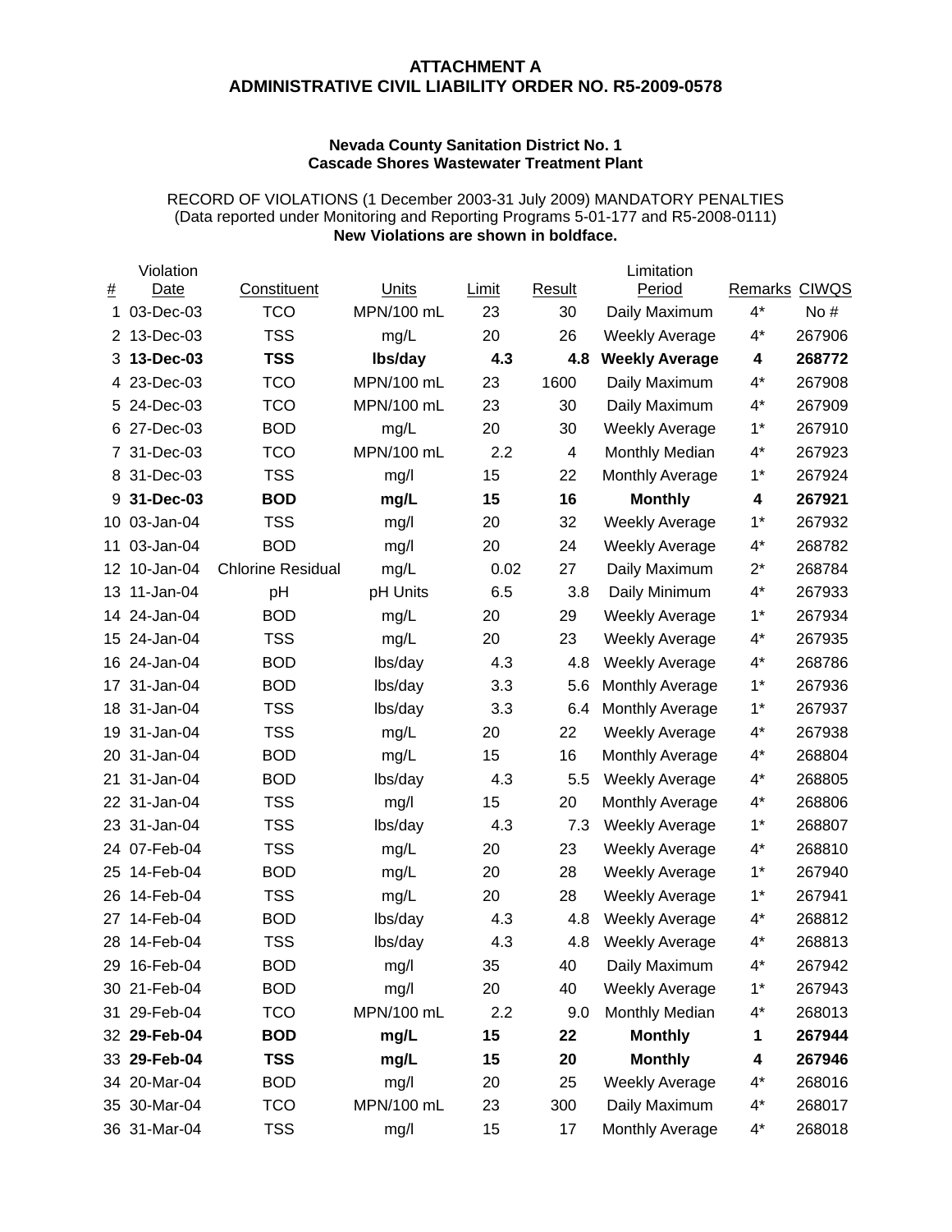**ATTACHMENT A**
**ADMINISTRATIVE CIVIL LIABILITY ORDER NO. R5-2009-0578**

**Nevada County Sanitation District No. 1**
**Cascade Shores Wastewater Treatment Plant**

RECORD OF VIOLATIONS (1 December 2003-31 July 2009) MANDATORY PENALTIES
(Data reported under Monitoring and Reporting Programs 5-01-177 and R5-2008-0111)
**New Violations are shown in boldface.**

| # | Violation Date | Constituent | Units | Limit | Result | Limitation Period | Remarks | CIWQS |
|---|---|---|---|---|---|---|---|---|
| 1 | 03-Dec-03 | TCO | MPN/100 mL | 23 | 30 | Daily Maximum | 4* | No # |
| 2 | 13-Dec-03 | TSS | mg/L | 20 | 26 | Weekly Average | 4* | 267906 |
| 3 | **13-Dec-03** | **TSS** | **lbs/day** | **4.3** | **4.8** | **Weekly Average** | **4** | **268772** |
| 4 | 23-Dec-03 | TCO | MPN/100 mL | 23 | 1600 | Daily Maximum | 4* | 267908 |
| 5 | 24-Dec-03 | TCO | MPN/100 mL | 23 | 30 | Daily Maximum | 4* | 267909 |
| 6 | 27-Dec-03 | BOD | mg/L | 20 | 30 | Weekly Average | 1* | 267910 |
| 7 | 31-Dec-03 | TCO | MPN/100 mL | 2.2 | 4 | Monthly Median | 4* | 267923 |
| 8 | 31-Dec-03 | TSS | mg/l | 15 | 22 | Monthly Average | 1* | 267924 |
| 9 | **31-Dec-03** | **BOD** | **mg/L** | **15** | **16** | **Monthly** | **4** | **267921** |
| 10 | 03-Jan-04 | TSS | mg/l | 20 | 32 | Weekly Average | 1* | 267932 |
| 11 | 03-Jan-04 | BOD | mg/l | 20 | 24 | Weekly Average | 4* | 268782 |
| 12 | 10-Jan-04 | Chlorine Residual | mg/L | 0.02 | 27 | Daily Maximum | 2* | 268784 |
| 13 | 11-Jan-04 | pH | pH Units | 6.5 | 3.8 | Daily Minimum | 4* | 267933 |
| 14 | 24-Jan-04 | BOD | mg/L | 20 | 29 | Weekly Average | 1* | 267934 |
| 15 | 24-Jan-04 | TSS | mg/L | 20 | 23 | Weekly Average | 4* | 267935 |
| 16 | 24-Jan-04 | BOD | lbs/day | 4.3 | 4.8 | Weekly Average | 4* | 268786 |
| 17 | 31-Jan-04 | BOD | lbs/day | 3.3 | 5.6 | Monthly Average | 1* | 267936 |
| 18 | 31-Jan-04 | TSS | lbs/day | 3.3 | 6.4 | Monthly Average | 1* | 267937 |
| 19 | 31-Jan-04 | TSS | mg/L | 20 | 22 | Weekly Average | 4* | 267938 |
| 20 | 31-Jan-04 | BOD | mg/L | 15 | 16 | Monthly Average | 4* | 268804 |
| 21 | 31-Jan-04 | BOD | lbs/day | 4.3 | 5.5 | Weekly Average | 4* | 268805 |
| 22 | 31-Jan-04 | TSS | mg/l | 15 | 20 | Monthly Average | 4* | 268806 |
| 23 | 31-Jan-04 | TSS | lbs/day | 4.3 | 7.3 | Weekly Average | 1* | 268807 |
| 24 | 07-Feb-04 | TSS | mg/L | 20 | 23 | Weekly Average | 4* | 268810 |
| 25 | 14-Feb-04 | BOD | mg/L | 20 | 28 | Weekly Average | 1* | 267940 |
| 26 | 14-Feb-04 | TSS | mg/L | 20 | 28 | Weekly Average | 1* | 267941 |
| 27 | 14-Feb-04 | BOD | lbs/day | 4.3 | 4.8 | Weekly Average | 4* | 268812 |
| 28 | 14-Feb-04 | TSS | lbs/day | 4.3 | 4.8 | Weekly Average | 4* | 268813 |
| 29 | 16-Feb-04 | BOD | mg/l | 35 | 40 | Daily Maximum | 4* | 267942 |
| 30 | 21-Feb-04 | BOD | mg/l | 20 | 40 | Weekly Average | 1* | 267943 |
| 31 | 29-Feb-04 | TCO | MPN/100 mL | 2.2 | 9.0 | Monthly Median | 4* | 268013 |
| 32 | **29-Feb-04** | **BOD** | **mg/L** | **15** | **22** | **Monthly** | **1** | **267944** |
| 33 | **29-Feb-04** | **TSS** | **mg/L** | **15** | **20** | **Monthly** | **4** | **267946** |
| 34 | 20-Mar-04 | BOD | mg/l | 20 | 25 | Weekly Average | 4* | 268016 |
| 35 | 30-Mar-04 | TCO | MPN/100 mL | 23 | 300 | Daily Maximum | 4* | 268017 |
| 36 | 31-Mar-04 | TSS | mg/l | 15 | 17 | Monthly Average | 4* | 268018 |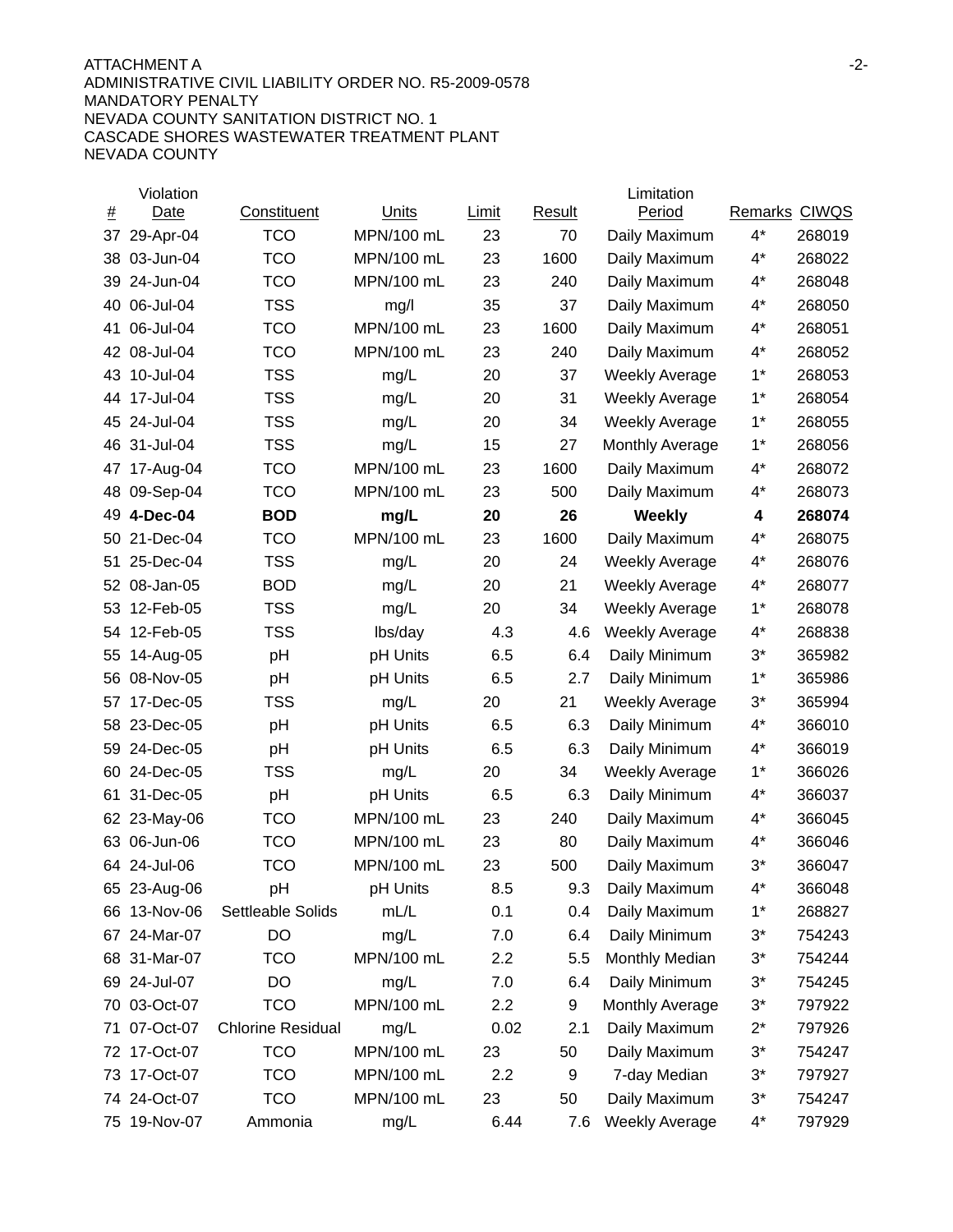ATTACHMENT A

ADMINISTRATIVE CIVIL LIABILITY ORDER NO. R5-2009-0578

MANDATORY PENALTY

NEVADA COUNTY SANITATION DISTRICT NO. 1

CASCADE SHORES WASTEWATER TREATMENT PLANT

NEVADA COUNTY

| # | Violation Date | Constituent | Units | Limit | Result | Limitation Period | Remarks | CIWQS |
|---|---|---|---|---|---|---|---|---|
| 37 | 29-Apr-04 | TCO | MPN/100 mL | 23 | 70 | Daily Maximum | 4* | 268019 |
| 38 | 03-Jun-04 | TCO | MPN/100 mL | 23 | 1600 | Daily Maximum | 4* | 268022 |
| 39 | 24-Jun-04 | TCO | MPN/100 mL | 23 | 240 | Daily Maximum | 4* | 268048 |
| 40 | 06-Jul-04 | TSS | mg/l | 35 | 37 | Daily Maximum | 4* | 268050 |
| 41 | 06-Jul-04 | TCO | MPN/100 mL | 23 | 1600 | Daily Maximum | 4* | 268051 |
| 42 | 08-Jul-04 | TCO | MPN/100 mL | 23 | 240 | Daily Maximum | 4* | 268052 |
| 43 | 10-Jul-04 | TSS | mg/L | 20 | 37 | Weekly Average | 1* | 268053 |
| 44 | 17-Jul-04 | TSS | mg/L | 20 | 31 | Weekly Average | 1* | 268054 |
| 45 | 24-Jul-04 | TSS | mg/L | 20 | 34 | Weekly Average | 1* | 268055 |
| 46 | 31-Jul-04 | TSS | mg/L | 15 | 27 | Monthly Average | 1* | 268056 |
| 47 | 17-Aug-04 | TCO | MPN/100 mL | 23 | 1600 | Daily Maximum | 4* | 268072 |
| 48 | 09-Sep-04 | TCO | MPN/100 mL | 23 | 500 | Daily Maximum | 4* | 268073 |
| 49 | **4-Dec-04** | **BOD** | **mg/L** | **20** | **26** | **Weekly** | **4** | **268074** |
| 50 | 21-Dec-04 | TCO | MPN/100 mL | 23 | 1600 | Daily Maximum | 4* | 268075 |
| 51 | 25-Dec-04 | TSS | mg/L | 20 | 24 | Weekly Average | 4* | 268076 |
| 52 | 08-Jan-05 | BOD | mg/L | 20 | 21 | Weekly Average | 4* | 268077 |
| 53 | 12-Feb-05 | TSS | mg/L | 20 | 34 | Weekly Average | 1* | 268078 |
| 54 | 12-Feb-05 | TSS | lbs/day | 4.3 | 4.6 | Weekly Average | 4* | 268838 |
| 55 | 14-Aug-05 | pH | pH Units | 6.5 | 6.4 | Daily Minimum | 3* | 365982 |
| 56 | 08-Nov-05 | pH | pH Units | 6.5 | 2.7 | Daily Minimum | 1* | 365986 |
| 57 | 17-Dec-05 | TSS | mg/L | 20 | 21 | Weekly Average | 3* | 365994 |
| 58 | 23-Dec-05 | pH | pH Units | 6.5 | 6.3 | Daily Minimum | 4* | 366010 |
| 59 | 24-Dec-05 | pH | pH Units | 6.5 | 6.3 | Daily Minimum | 4* | 366019 |
| 60 | 24-Dec-05 | TSS | mg/L | 20 | 34 | Weekly Average | 1* | 366026 |
| 61 | 31-Dec-05 | pH | pH Units | 6.5 | 6.3 | Daily Minimum | 4* | 366037 |
| 62 | 23-May-06 | TCO | MPN/100 mL | 23 | 240 | Daily Maximum | 4* | 366045 |
| 63 | 06-Jun-06 | TCO | MPN/100 mL | 23 | 80 | Daily Maximum | 4* | 366046 |
| 64 | 24-Jul-06 | TCO | MPN/100 mL | 23 | 500 | Daily Maximum | 3* | 366047 |
| 65 | 23-Aug-06 | pH | pH Units | 8.5 | 9.3 | Daily Maximum | 4* | 366048 |
| 66 | 13-Nov-06 | Settleable Solids | mL/L | 0.1 | 0.4 | Daily Maximum | 1* | 268827 |
| 67 | 24-Mar-07 | DO | mg/L | 7.0 | 6.4 | Daily Minimum | 3* | 754243 |
| 68 | 31-Mar-07 | TCO | MPN/100 mL | 2.2 | 5.5 | Monthly Median | 3* | 754244 |
| 69 | 24-Jul-07 | DO | mg/L | 7.0 | 6.4 | Daily Minimum | 3* | 754245 |
| 70 | 03-Oct-07 | TCO | MPN/100 mL | 2.2 | 9 | Monthly Average | 3* | 797922 |
| 71 | 07-Oct-07 | Chlorine Residual | mg/L | 0.02 | 2.1 | Daily Maximum | 2* | 797926 |
| 72 | 17-Oct-07 | TCO | MPN/100 mL | 23 | 50 | Daily Maximum | 3* | 754247 |
| 73 | 17-Oct-07 | TCO | MPN/100 mL | 2.2 | 9 | 7-day Median | 3* | 797927 |
| 74 | 24-Oct-07 | TCO | MPN/100 mL | 23 | 50 | Daily Maximum | 3* | 754247 |
| 75 | 19-Nov-07 | Ammonia | mg/L | 6.44 | 7.6 | Weekly Average | 4* | 797929 |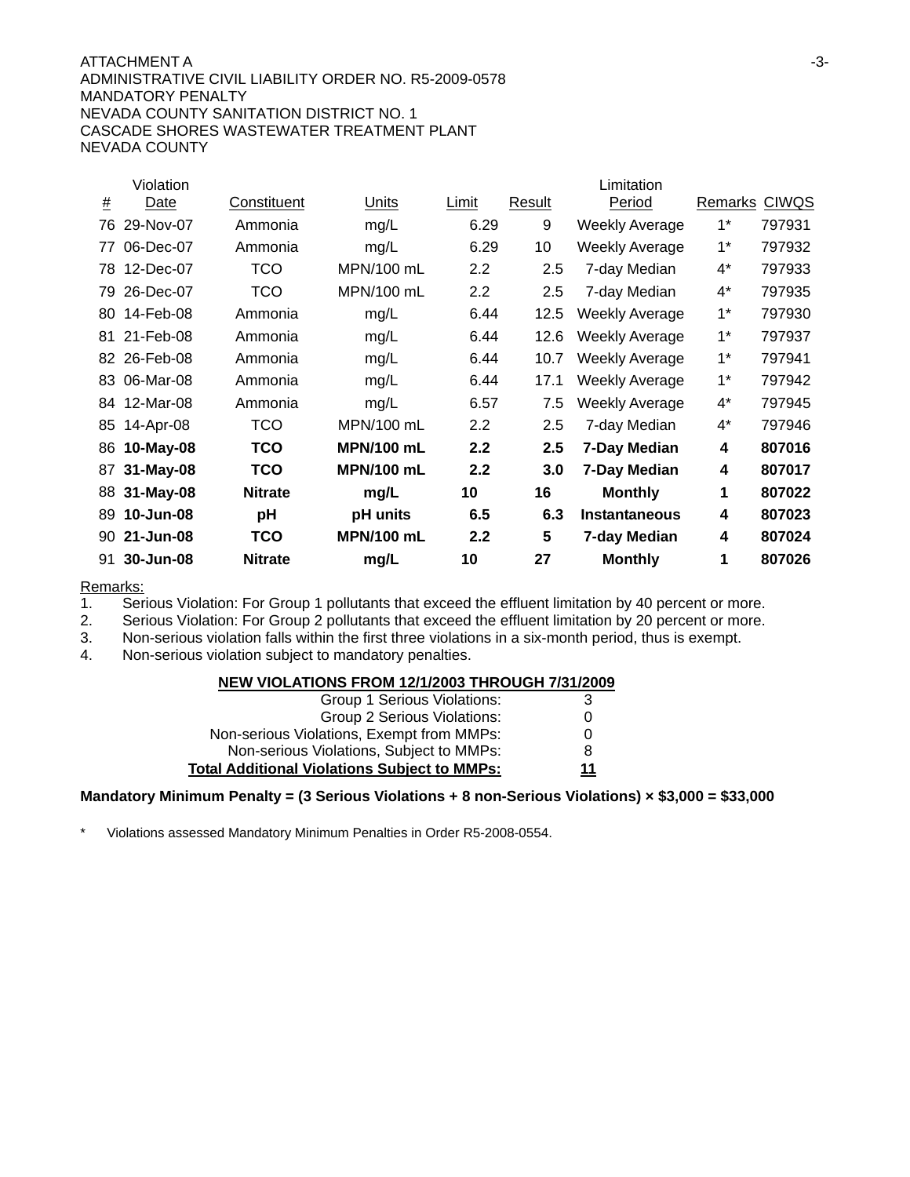ATTACHMENT A
ADMINISTRATIVE CIVIL LIABILITY ORDER NO. R5-2009-0578
MANDATORY PENALTY
NEVADA COUNTY SANITATION DISTRICT NO. 1
CASCADE SHORES WASTEWATER TREATMENT PLANT
NEVADA COUNTY

| # | Violation Date | Constituent | Units | Limit | Result | Limitation Period | Remarks | CIWQS |
|---|---|---|---|---|---|---|---|---|
| 76 | 29-Nov-07 | Ammonia | mg/L | 6.29 | 9 | Weekly Average | 1* | 797931 |
| 77 | 06-Dec-07 | Ammonia | mg/L | 6.29 | 10 | Weekly Average | 1* | 797932 |
| 78 | 12-Dec-07 | TCO | MPN/100 mL | 2.2 | 2.5 | 7-day Median | 4* | 797933 |
| 79 | 26-Dec-07 | TCO | MPN/100 mL | 2.2 | 2.5 | 7-day Median | 4* | 797935 |
| 80 | 14-Feb-08 | Ammonia | mg/L | 6.44 | 12.5 | Weekly Average | 1* | 797930 |
| 81 | 21-Feb-08 | Ammonia | mg/L | 6.44 | 12.6 | Weekly Average | 1* | 797937 |
| 82 | 26-Feb-08 | Ammonia | mg/L | 6.44 | 10.7 | Weekly Average | 1* | 797941 |
| 83 | 06-Mar-08 | Ammonia | mg/L | 6.44 | 17.1 | Weekly Average | 1* | 797942 |
| 84 | 12-Mar-08 | Ammonia | mg/L | 6.57 | 7.5 | Weekly Average | 4* | 797945 |
| 85 | 14-Apr-08 | TCO | MPN/100 mL | 2.2 | 2.5 | 7-day Median | 4* | 797946 |
| 86 | **10-May-08** | **TCO** | **MPN/100 mL** | **2.2** | **2.5** | **7-Day Median** | **4** | **807016** |
| 87 | **31-May-08** | **TCO** | **MPN/100 mL** | **2.2** | **3.0** | **7-Day Median** | **4** | **807017** |
| 88 | **31-May-08** | **Nitrate** | **mg/L** | **10** | **16** | **Monthly** | **1** | **807022** |
| 89 | **10-Jun-08** | **pH** | **pH units** | **6.5** | **6.3** | **Instantaneous** | **4** | **807023** |
| 90 | **21-Jun-08** | **TCO** | **MPN/100 mL** | **2.2** | **5** | **7-day Median** | **4** | **807024** |
| 91 | **30-Jun-08** | **Nitrate** | **mg/L** | **10** | **27** | **Monthly** | **1** | **807026** |

Remarks:
1. Serious Violation: For Group 1 pollutants that exceed the effluent limitation by 40 percent or more.
2. Serious Violation: For Group 2 pollutants that exceed the effluent limitation by 20 percent or more.
3. Non-serious violation falls within the first three violations in a six-month period, thus is exempt.
4. Non-serious violation subject to mandatory penalties.

**NEW VIOLATIONS FROM 12/1/2003 THROUGH 7/31/2009**

| | |
|---|---|
| Group 1 Serious Violations: | 3 |
| Group 2 Serious Violations: | 0 |
| Non-serious Violations, Exempt from MMPs: | 0 |
| Non-serious Violations, Subject to MMPs: | 8 |
| **Total Additional Violations Subject to MMPs:** | **11** |

**Mandatory Minimum Penalty = (3 Serious Violations + 8 non-Serious Violations) × $3,000 = $33,000**

\* Violations assessed Mandatory Minimum Penalties in Order R5-2008-0554.